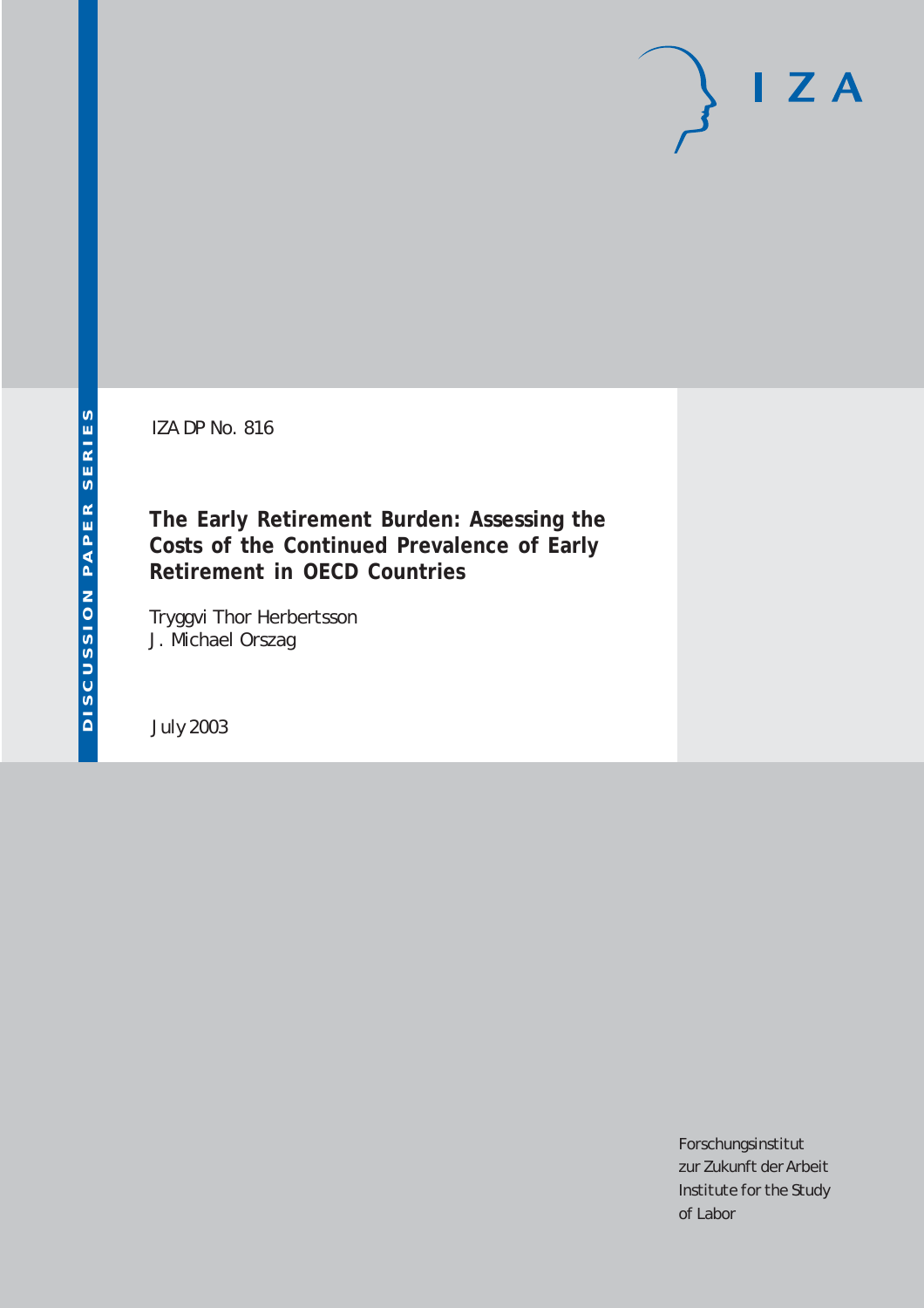IZA DP No. 816

# The Early Retirement Burden: Assessing the Costs of the Continued Prevalence of Early Retirement in OECD Countries

Tryggvi Thor Herbertsson
J. Michael Orszag

July 2003

DISCUSSION PAPER SERIES

IZA

Forschungsinstitut
zur Zukunft der Arbeit
Institute for the Study
of Labor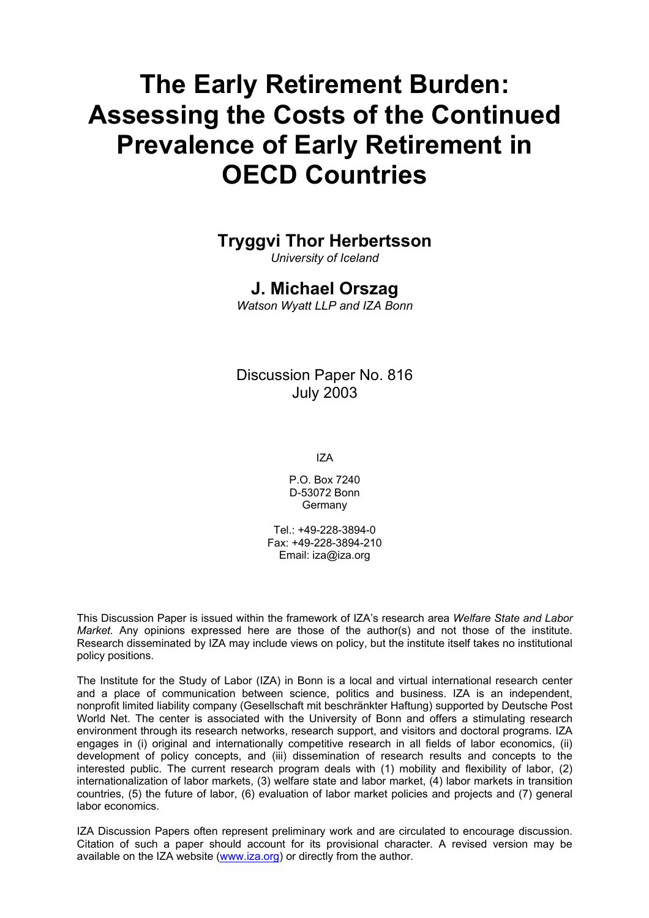# The Early Retirement Burden: Assessing the Costs of the Continued Prevalence of Early Retirement in OECD Countries

## Tryggvi Thor Herbertsson

*University of Iceland*

## J. Michael Orszag

*Watson Wyatt LLP and IZA Bonn*

Discussion Paper No. 816
July 2003

IZA

P.O. Box 7240
D-53072 Bonn
Germany

Tel.: +49-228-3894-0
Fax: +49-228-3894-210
Email: iza@iza.org

This Discussion Paper is issued within the framework of IZA's research area *Welfare State and Labor Market.* Any opinions expressed here are those of the author(s) and not those of the institute. Research disseminated by IZA may include views on policy, but the institute itself takes no institutional policy positions.

The Institute for the Study of Labor (IZA) in Bonn is a local and virtual international research center and a place of communication between science, politics and business. IZA is an independent, nonprofit limited liability company (Gesellschaft mit beschränkter Haftung) supported by Deutsche Post World Net. The center is associated with the University of Bonn and offers a stimulating research environment through its research networks, research support, and visitors and doctoral programs. IZA engages in (i) original and internationally competitive research in all fields of labor economics, (ii) development of policy concepts, and (iii) dissemination of research results and concepts to the interested public. The current research program deals with (1) mobility and flexibility of labor, (2) internationalization of labor markets, (3) welfare state and labor market, (4) labor markets in transition countries, (5) the future of labor, (6) evaluation of labor market policies and projects and (7) general labor economics.

IZA Discussion Papers often represent preliminary work and are circulated to encourage discussion. Citation of such a paper should account for its provisional character. A revised version may be available on the IZA website (www.iza.org) or directly from the author.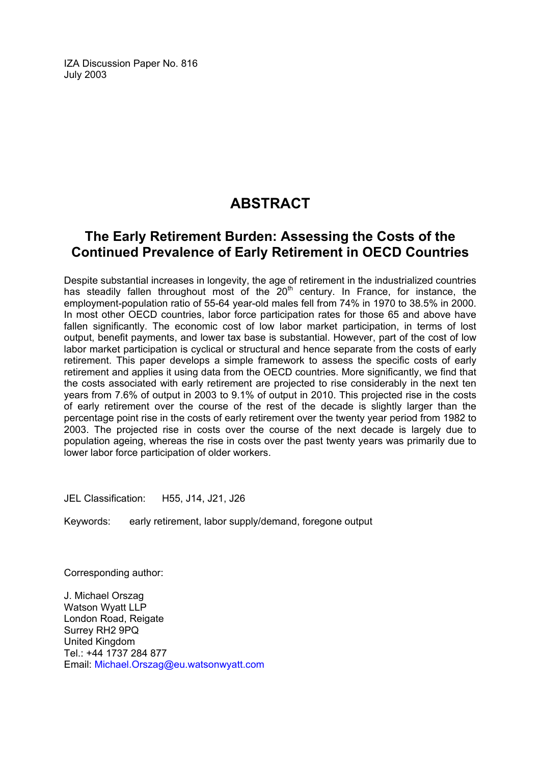IZA Discussion Paper No. 816
July 2003

# ABSTRACT

## The Early Retirement Burden: Assessing the Costs of the Continued Prevalence of Early Retirement in OECD Countries

Despite substantial increases in longevity, the age of retirement in the industrialized countries has steadily fallen throughout most of the 20th century. In France, for instance, the employment-population ratio of 55-64 year-old males fell from 74% in 1970 to 38.5% in 2000. In most other OECD countries, labor force participation rates for those 65 and above have fallen significantly. The economic cost of low labor market participation, in terms of lost output, benefit payments, and lower tax base is substantial. However, part of the cost of low labor market participation is cyclical or structural and hence separate from the costs of early retirement. This paper develops a simple framework to assess the specific costs of early retirement and applies it using data from the OECD countries. More significantly, we find that the costs associated with early retirement are projected to rise considerably in the next ten years from 7.6% of output in 2003 to 9.1% of output in 2010. This projected rise in the costs of early retirement over the course of the rest of the decade is slightly larger than the percentage point rise in the costs of early retirement over the twenty year period from 1982 to 2003. The projected rise in costs over the course of the next decade is largely due to population ageing, whereas the rise in costs over the past twenty years was primarily due to lower labor force participation of older workers.

JEL Classification: H55, J14, J21, J26

Keywords: early retirement, labor supply/demand, foregone output

Corresponding author:

J. Michael Orszag
Watson Wyatt LLP
London Road, Reigate
Surrey RH2 9PQ
United Kingdom
Tel.: +44 1737 284 877
Email: Michael.Orszag@eu.watsonwyatt.com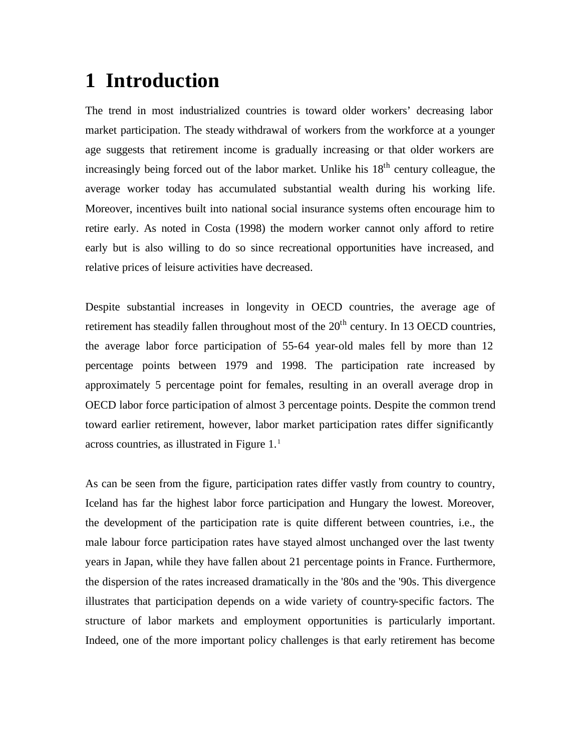# 1 Introduction

The trend in most industrialized countries is toward older workers' decreasing labor market participation. The steady withdrawal of workers from the workforce at a younger age suggests that retirement income is gradually increasing or that older workers are increasingly being forced out of the labor market. Unlike his 18th century colleague, the average worker today has accumulated substantial wealth during his working life. Moreover, incentives built into national social insurance systems often encourage him to retire early. As noted in Costa (1998) the modern worker cannot only afford to retire early but is also willing to do so since recreational opportunities have increased, and relative prices of leisure activities have decreased.

Despite substantial increases in longevity in OECD countries, the average age of retirement has steadily fallen throughout most of the 20th century. In 13 OECD countries, the average labor force participation of 55-64 year-old males fell by more than 12 percentage points between 1979 and 1998. The participation rate increased by approximately 5 percentage point for females, resulting in an overall average drop in OECD labor force participation of almost 3 percentage points. Despite the common trend toward earlier retirement, however, labor market participation rates differ significantly across countries, as illustrated in Figure 1.[1]

As can be seen from the figure, participation rates differ vastly from country to country, Iceland has far the highest labor force participation and Hungary the lowest. Moreover, the development of the participation rate is quite different between countries, i.e., the male labour force participation rates have stayed almost unchanged over the last twenty years in Japan, while they have fallen about 21 percentage points in France. Furthermore, the dispersion of the rates increased dramatically in the '80s and the '90s. This divergence illustrates that participation depends on a wide variety of country-specific factors. The structure of labor markets and employment opportunities is particularly important. Indeed, one of the more important policy challenges is that early retirement has become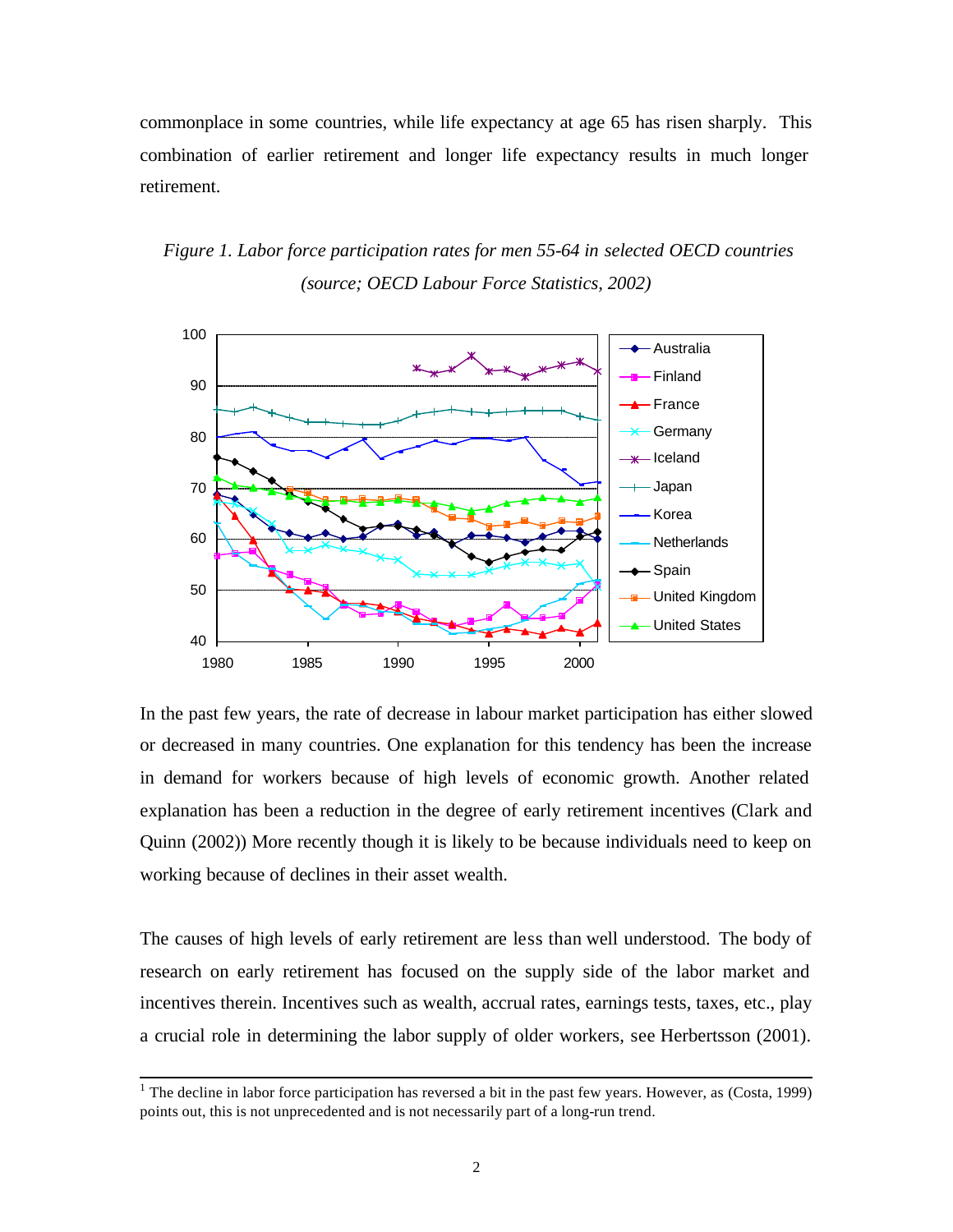commonplace in some countries, while life expectancy at age 65 has risen sharply. This combination of earlier retirement and longer life expectancy results in much longer retirement.

*Figure 1. Labor force participation rates for men 55-64 in selected OECD countries (source; OECD Labour Force Statistics, 2002)*

In the past few years, the rate of decrease in labour market participation has either slowed or decreased in many countries. One explanation for this tendency has been the increase in demand for workers because of high levels of economic growth. Another related explanation has been a reduction in the degree of early retirement incentives (Clark and Quinn (2002)) More recently though it is likely to be because individuals need to keep on working because of declines in their asset wealth.

The causes of high levels of early retirement are less than well understood. The body of research on early retirement has focused on the supply side of the labor market and incentives therein. Incentives such as wealth, accrual rates, earnings tests, taxes, etc., play a crucial role in determining the labor supply of older workers, see Herbertsson (2001).

---

[1] The decline in labor force participation has reversed a bit in the past few years. However, as (Costa, 1999) points out, this is not unprecedented and is not necessarily part of a long-run trend.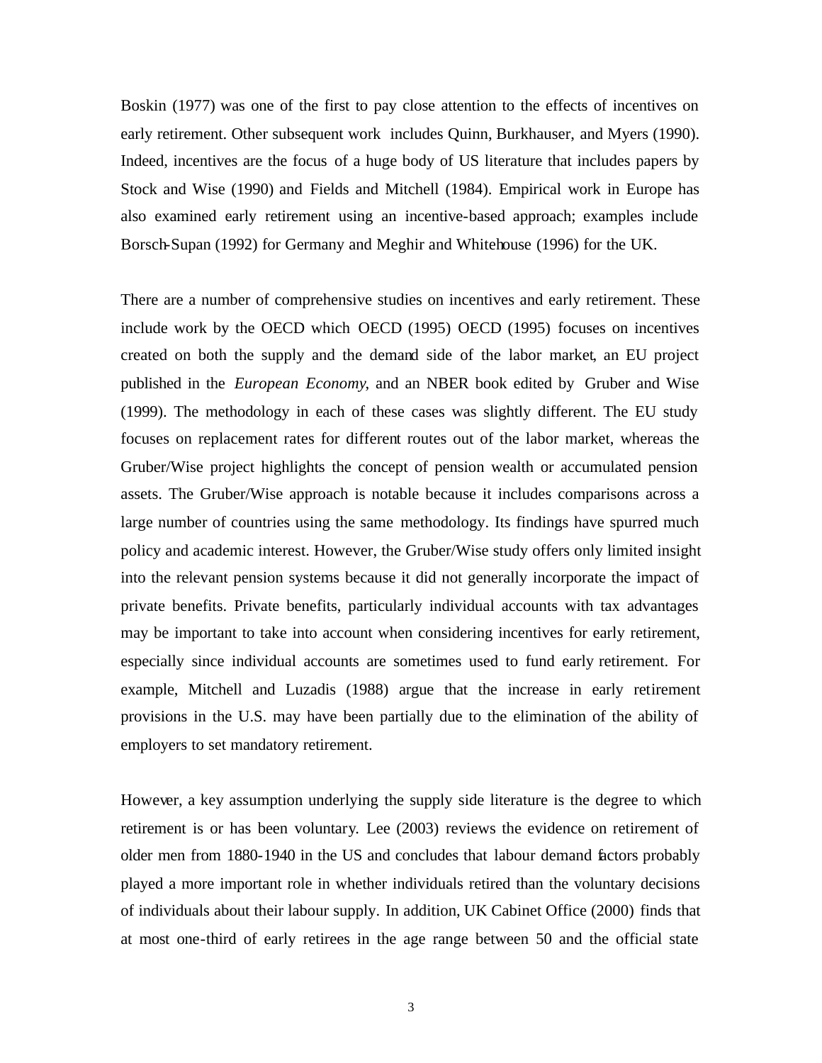Boskin (1977) was one of the first to pay close attention to the effects of incentives on early retirement. Other subsequent work includes Quinn, Burkhauser, and Myers (1990). Indeed, incentives are the focus of a huge body of US literature that includes papers by Stock and Wise (1990) and Fields and Mitchell (1984). Empirical work in Europe has also examined early retirement using an incentive-based approach; examples include Borsch-Supan (1992) for Germany and Meghir and Whitehouse (1996) for the UK.

There are a number of comprehensive studies on incentives and early retirement. These include work by the OECD which OECD (1995) OECD (1995) focuses on incentives created on both the supply and the demand side of the labor market, an EU project published in the *European Economy*, and an NBER book edited by Gruber and Wise (1999). The methodology in each of these cases was slightly different. The EU study focuses on replacement rates for different routes out of the labor market, whereas the Gruber/Wise project highlights the concept of pension wealth or accumulated pension assets. The Gruber/Wise approach is notable because it includes comparisons across a large number of countries using the same methodology. Its findings have spurred much policy and academic interest. However, the Gruber/Wise study offers only limited insight into the relevant pension systems because it did not generally incorporate the impact of private benefits. Private benefits, particularly individual accounts with tax advantages may be important to take into account when considering incentives for early retirement, especially since individual accounts are sometimes used to fund early retirement. For example, Mitchell and Luzadis (1988) argue that the increase in early retirement provisions in the U.S. may have been partially due to the elimination of the ability of employers to set mandatory retirement.

However, a key assumption underlying the supply side literature is the degree to which retirement is or has been voluntary. Lee (2003) reviews the evidence on retirement of older men from 1880-1940 in the US and concludes that labour demand factors probably played a more important role in whether individuals retired than the voluntary decisions of individuals about their labour supply. In addition, UK Cabinet Office (2000) finds that at most one-third of early retirees in the age range between 50 and the official state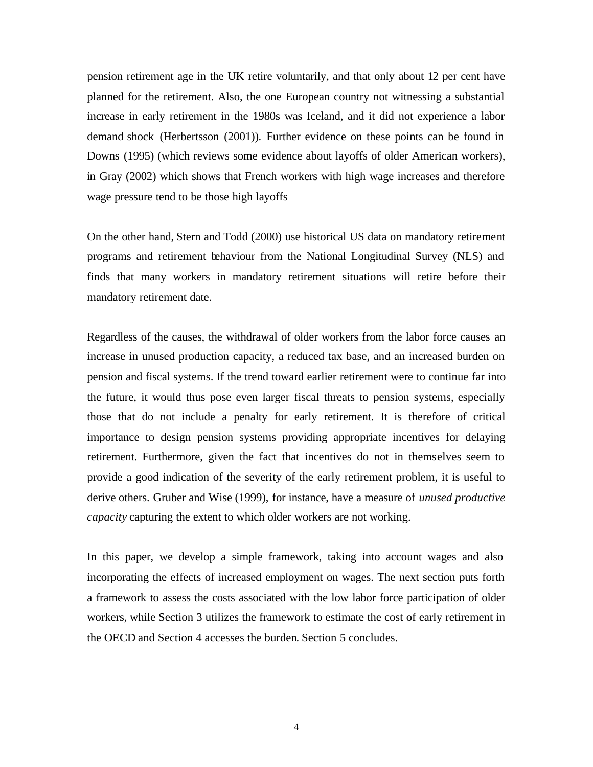pension retirement age in the UK retire voluntarily, and that only about 12 per cent have planned for the retirement. Also, the one European country not witnessing a substantial increase in early retirement in the 1980s was Iceland, and it did not experience a labor demand shock (Herbertsson (2001)). Further evidence on these points can be found in Downs (1995) (which reviews some evidence about layoffs of older American workers), in Gray (2002) which shows that French workers with high wage increases and therefore wage pressure tend to be those high layoffs

On the other hand, Stern and Todd (2000) use historical US data on mandatory retirement programs and retirement behaviour from the National Longitudinal Survey (NLS) and finds that many workers in mandatory retirement situations will retire before their mandatory retirement date.

Regardless of the causes, the withdrawal of older workers from the labor force causes an increase in unused production capacity, a reduced tax base, and an increased burden on pension and fiscal systems. If the trend toward earlier retirement were to continue far into the future, it would thus pose even larger fiscal threats to pension systems, especially those that do not include a penalty for early retirement. It is therefore of critical importance to design pension systems providing appropriate incentives for delaying retirement. Furthermore, given the fact that incentives do not in themselves seem to provide a good indication of the severity of the early retirement problem, it is useful to derive others. Gruber and Wise (1999), for instance, have a measure of *unused productive capacity* capturing the extent to which older workers are not working.

In this paper, we develop a simple framework, taking into account wages and also incorporating the effects of increased employment on wages. The next section puts forth a framework to assess the costs associated with the low labor force participation of older workers, while Section 3 utilizes the framework to estimate the cost of early retirement in the OECD and Section 4 accesses the burden. Section 5 concludes.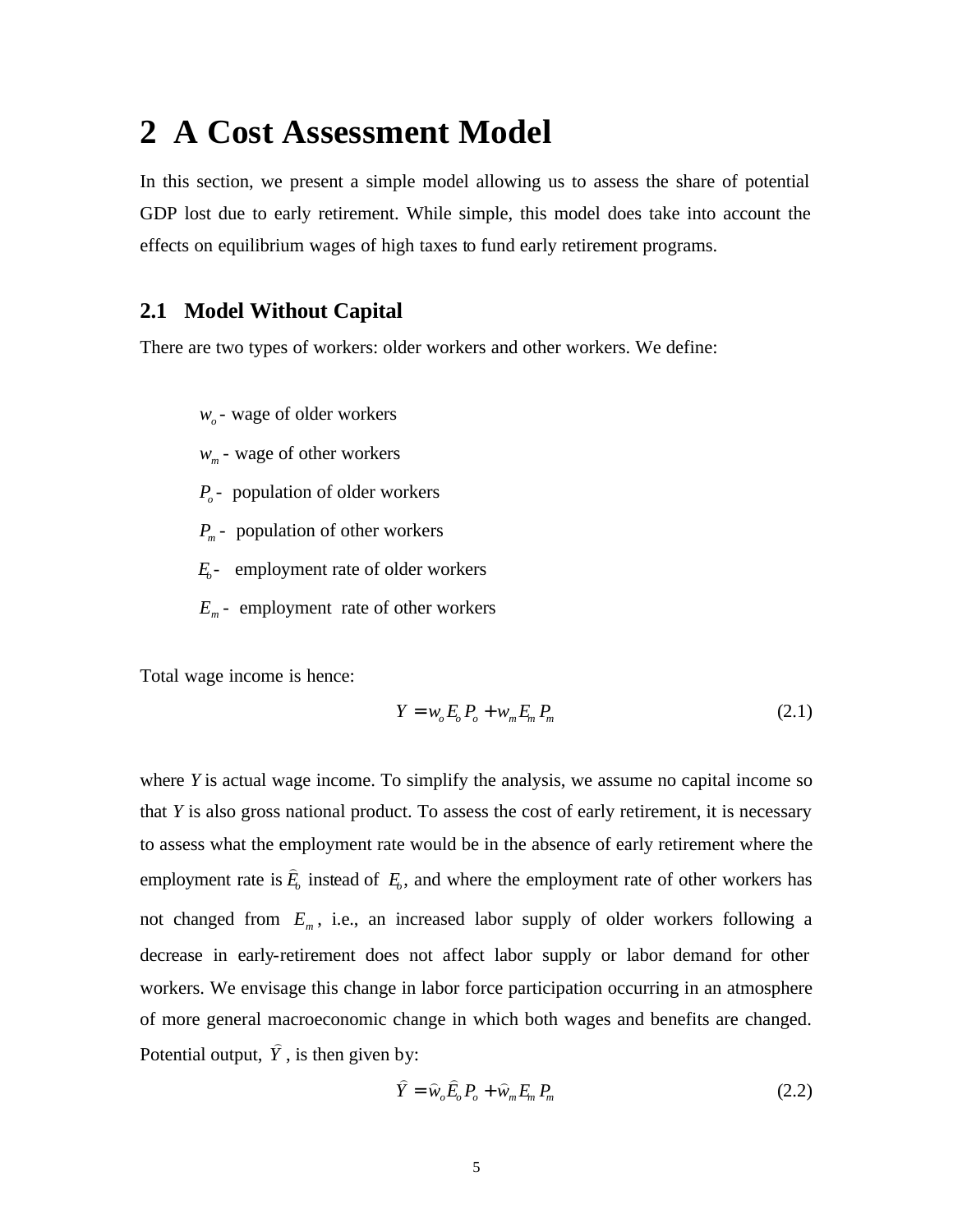# 2 A Cost Assessment Model

In this section, we present a simple model allowing us to assess the share of potential GDP lost due to early retirement. While simple, this model does take into account the effects on equilibrium wages of high taxes to fund early retirement programs.

## 2.1 Model Without Capital

There are two types of workers: older workers and other workers. We define:

$w_o$ - wage of older workers

$w_m$ - wage of other workers

$P_o$ - population of older workers

$P_m$ - population of other workers

$E_o$ - employment rate of older workers

$E_m$ - employment rate of other workers

Total wage income is hence:

$$Y = w_o E_o P_o + w_m E_m P_m \tag{2.1}$$

where $Y$ is actual wage income. To simplify the analysis, we assume no capital income so that $Y$ is also gross national product. To assess the cost of early retirement, it is necessary to assess what the employment rate would be in the absence of early retirement where the employment rate is $\widehat{E}_o$ instead of $E_o$, and where the employment rate of other workers has not changed from $E_m$, i.e., an increased labor supply of older workers following a decrease in early-retirement does not affect labor supply or labor demand for other workers. We envisage this change in labor force participation occurring in an atmosphere of more general macroeconomic change in which both wages and benefits are changed. Potential output, $\widehat{Y}$, is then given by:

$$\widehat{Y} = \widehat{w}_o \widehat{E}_o P_o + \widehat{w}_m E_m P_m \tag{2.2}$$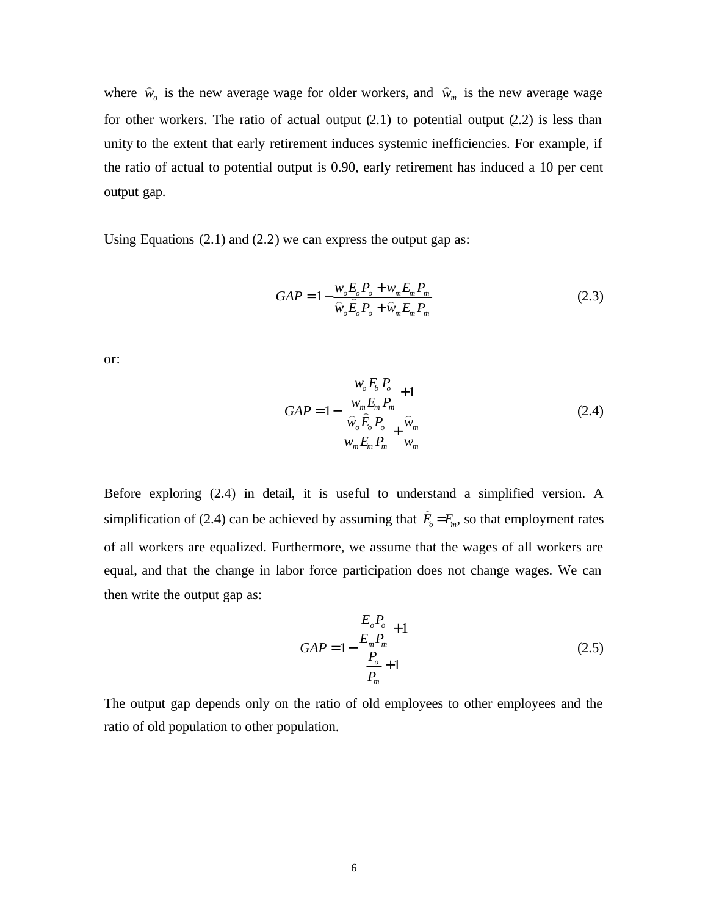where $\widehat{w}_o$ is the new average wage for older workers, and $\widehat{w}_m$ is the new average wage for other workers. The ratio of actual output (2.1) to potential output (2.2) is less than unity to the extent that early retirement induces systemic inefficiencies. For example, if the ratio of actual to potential output is 0.90, early retirement has induced a 10 per cent output gap.

Using Equations (2.1) and (2.2) we can express the output gap as:

$$GAP = 1 - \frac{w_o E_o P_o + w_m E_m P_m}{\widehat{w}_o \widehat{E}_o P_o + \widehat{w}_m E_m P_m} \tag{2.3}$$

or:

$$GAP = 1 - \frac{\dfrac{w_o E_o P_o}{w_m E_m P_m} + 1}{\dfrac{\widehat{w}_o \widehat{E}_o P_o}{w_m E_m P_m} + \dfrac{\widehat{w}_m}{w_m}} \tag{2.4}$$

Before exploring (2.4) in detail, it is useful to understand a simplified version. A simplification of (2.4) can be achieved by assuming that $\widehat{E}_o = E_m$, so that employment rates of all workers are equalized. Furthermore, we assume that the wages of all workers are equal, and that the change in labor force participation does not change wages. We can then write the output gap as:

$$GAP = 1 - \frac{\dfrac{E_o P_o}{E_m P_m} + 1}{\dfrac{P_o}{P_m} + 1} \tag{2.5}$$

The output gap depends only on the ratio of old employees to other employees and the ratio of old population to other population.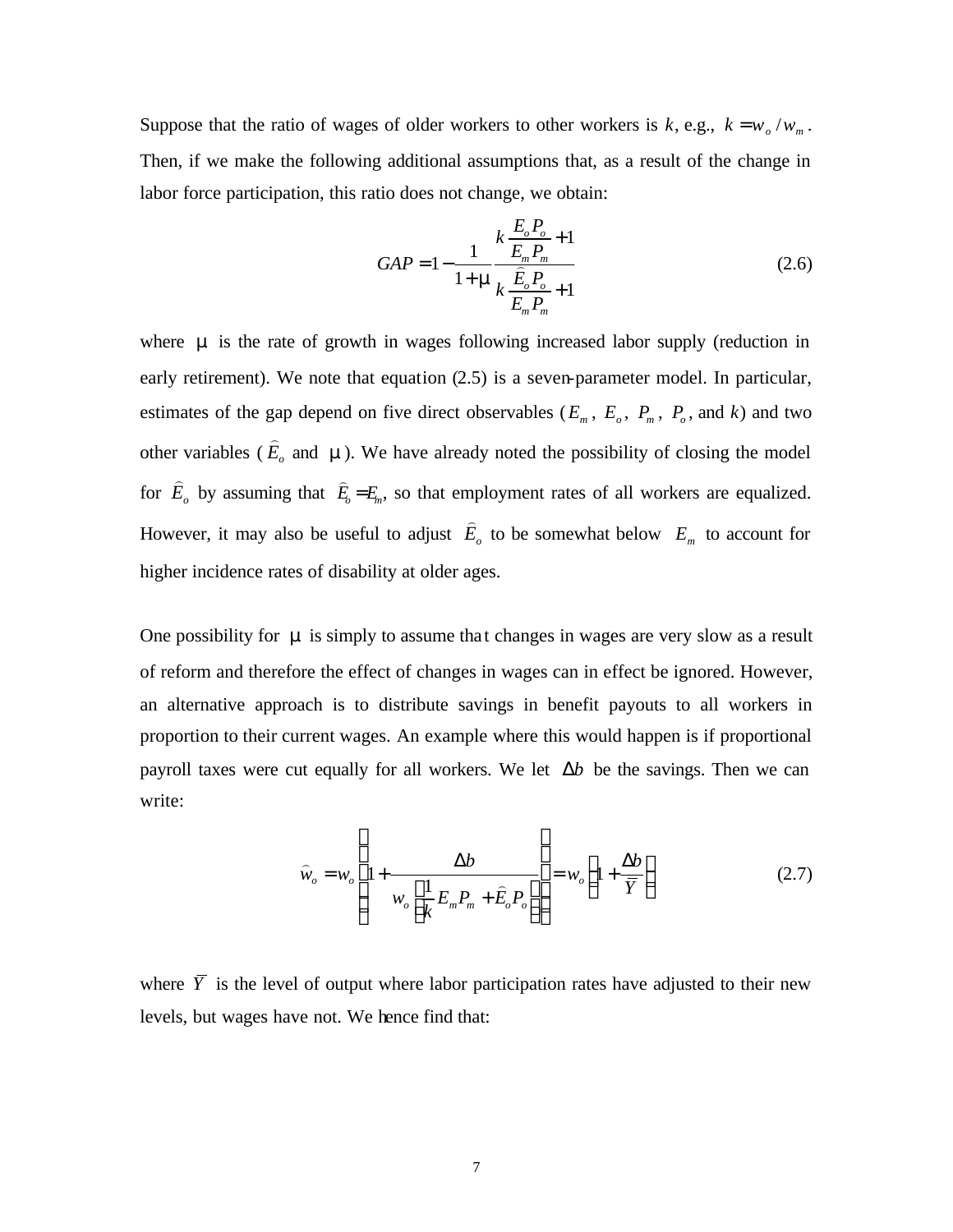Suppose that the ratio of wages of older workers to other workers is $k$, e.g., $k = w_o / w_m$. Then, if we make the following additional assumptions that, as a result of the change in labor force participation, this ratio does not change, we obtain:

$$GAP = 1 - \frac{1}{1+\mu} \frac{k \dfrac{E_o P_o}{E_m P_m} + 1}{k \dfrac{\hat{E}_o P_o}{E_m P_m} + 1} \tag{2.6}$$

where $\mu$ is the rate of growth in wages following increased labor supply (reduction in early retirement). We note that equation (2.5) is a seven-parameter model. In particular, estimates of the gap depend on five direct observables ($E_m$, $E_o$, $P_m$, $P_o$, and $k$) and two other variables ($\hat{E}_o$ and $\mu$). We have already noted the possibility of closing the model for $\hat{E}_o$ by assuming that $\hat{E}_o = E_m$, so that employment rates of all workers are equalized. However, it may also be useful to adjust $\hat{E}_o$ to be somewhat below $E_m$ to account for higher incidence rates of disability at older ages.

One possibility for $\mu$ is simply to assume that changes in wages are very slow as a result of reform and therefore the effect of changes in wages can in effect be ignored. However, an alternative approach is to distribute savings in benefit payouts to all workers in proportion to their current wages. An example where this would happen is if proportional payroll taxes were cut equally for all workers. We let $\Delta b$ be the savings. Then we can write:

$$\hat{w}_o = w_o \left( 1 + \frac{\Delta b}{w_o \left( \dfrac{1}{k} E_m P_m + \hat{E}_o P_o \right)} \right) = w_o \left( 1 + \frac{\Delta b}{\bar{Y}} \right) \tag{2.7}$$

where $\bar{Y}$ is the level of output where labor participation rates have adjusted to their new levels, but wages have not. We hence find that: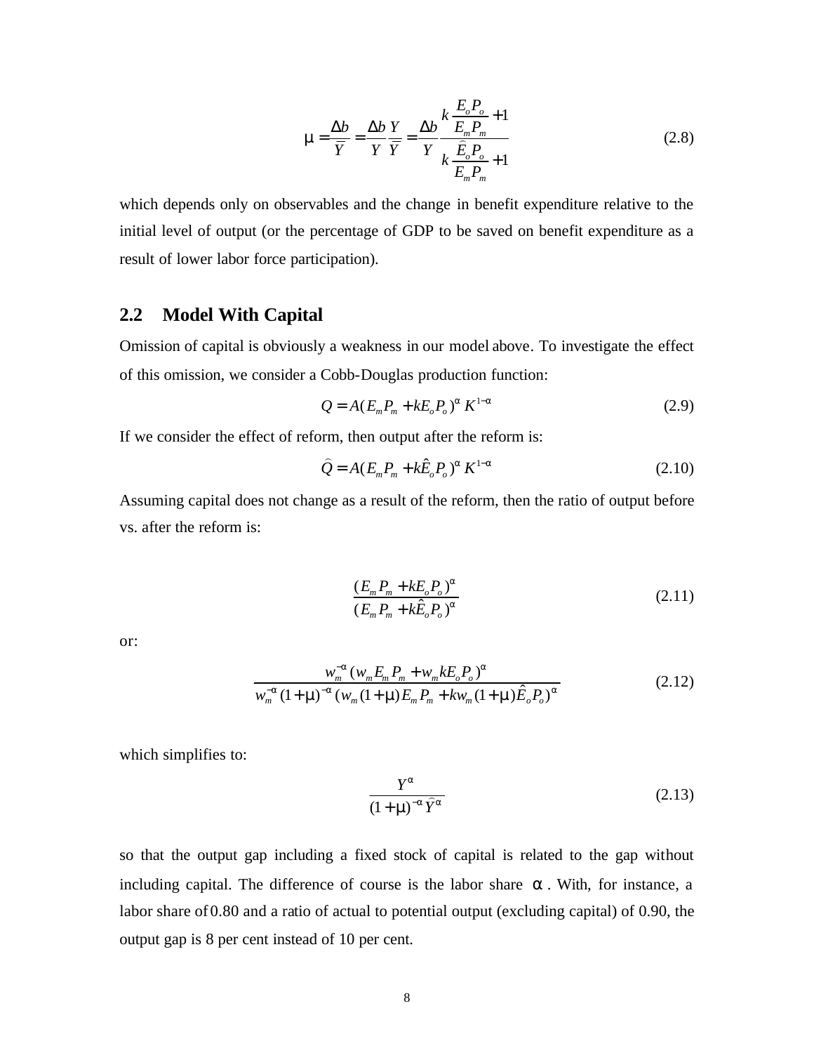$$\mu = \frac{\Delta b}{\overline{Y}} = \frac{\Delta b}{Y}\frac{Y}{\overline{Y}} = \frac{\Delta b}{Y}\frac{k\dfrac{E_o P_o}{E_m P_m}+1}{k\dfrac{\hat{E}_o P_o}{E_m P_m}+1} \tag{2.8}$$

which depends only on observables and the change in benefit expenditure relative to the initial level of output (or the percentage of GDP to be saved on benefit expenditure as a result of lower labor force participation).

## 2.2 Model With Capital

Omission of capital is obviously a weakness in our model above. To investigate the effect of this omission, we consider a Cobb-Douglas production function:

$$Q = A(E_m P_m + kE_o P_o)^{\alpha} K^{1-\alpha} \tag{2.9}$$

If we consider the effect of reform, then output after the reform is:

$$\hat{Q} = A(E_m P_m + k\hat{E}_o P_o)^{\alpha} K^{1-\alpha} \tag{2.10}$$

Assuming capital does not change as a result of the reform, then the ratio of output before vs. after the reform is:

$$\frac{(E_m P_m + kE_o P_o)^{\alpha}}{(E_m P_m + k\hat{E}_o P_o)^{\alpha}} \tag{2.11}$$

or:

$$\frac{w_m^{-\alpha}(w_m E_m P_m + w_m kE_o P_o)^{\alpha}}{w_m^{-\alpha}(1+\mu)^{-\alpha}(w_m(1+\mu)E_m P_m + kw_m(1+\mu)\hat{E}_o P_o)^{\alpha}} \tag{2.12}$$

which simplifies to:

$$\frac{Y^{\alpha}}{(1+\mu)^{-\alpha}\hat{Y}^{\alpha}} \tag{2.13}$$

so that the output gap including a fixed stock of capital is related to the gap without including capital. The difference of course is the labor share $\alpha$. With, for instance, a labor share of 0.80 and a ratio of actual to potential output (excluding capital) of 0.90, the output gap is 8 per cent instead of 10 per cent.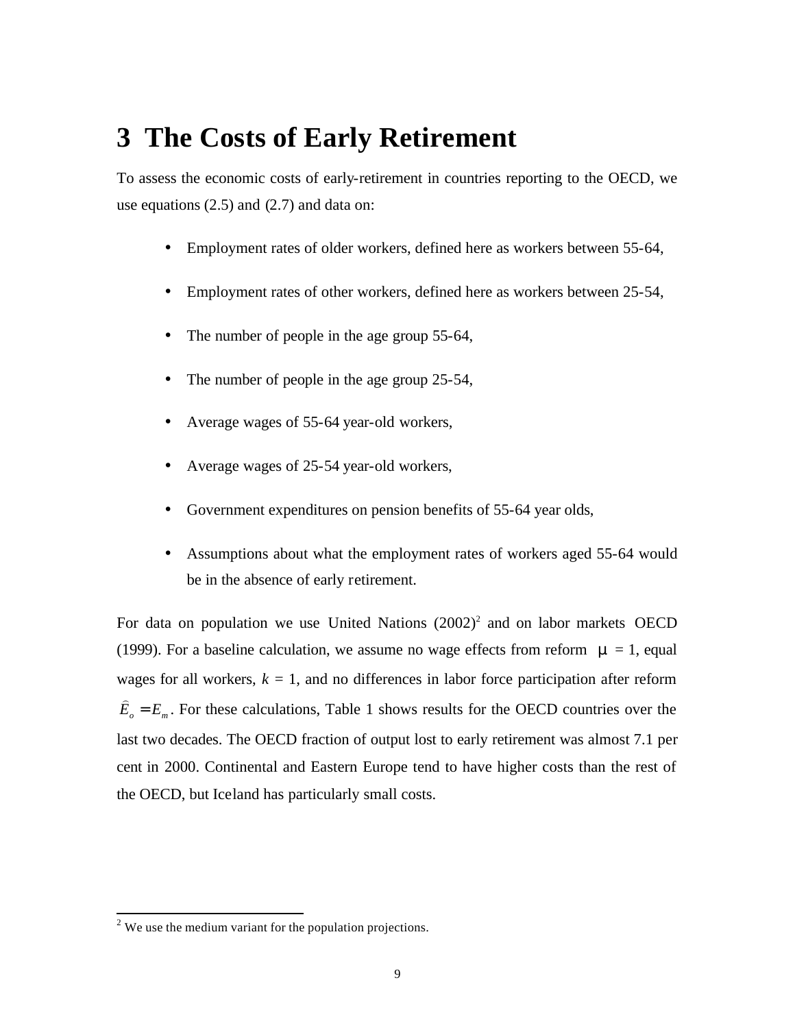# 3 The Costs of Early Retirement

To assess the economic costs of early-retirement in countries reporting to the OECD, we use equations (2.5) and (2.7) and data on:

- Employment rates of older workers, defined here as workers between 55-64,
- Employment rates of other workers, defined here as workers between 25-54,
- The number of people in the age group 55-64,
- The number of people in the age group 25-54,
- Average wages of 55-64 year-old workers,
- Average wages of 25-54 year-old workers,
- Government expenditures on pension benefits of 55-64 year olds,
- Assumptions about what the employment rates of workers aged 55-64 would be in the absence of early retirement.

For data on population we use United Nations (2002)[2] and on labor markets OECD (1999). For a baseline calculation, we assume no wage effects from reform $\mu = 1$, equal wages for all workers, $k = 1$, and no differences in labor force participation after reform $\widehat{E}_o = E_m$. For these calculations, Table 1 shows results for the OECD countries over the last two decades. The OECD fraction of output lost to early retirement was almost 7.1 per cent in 2000. Continental and Eastern Europe tend to have higher costs than the rest of the OECD, but Iceland has particularly small costs.

[2] We use the medium variant for the population projections.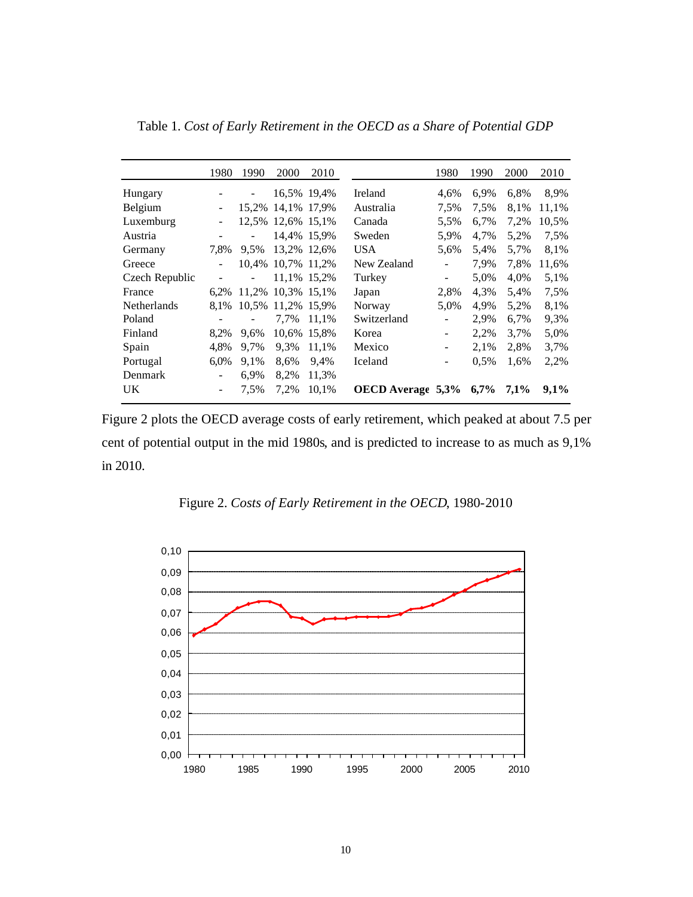Table 1. *Cost of Early Retirement in the OECD as a Share of Potential GDP*

| | 1980 | 1990 | 2000 | 2010 | | 1980 | 1990 | 2000 | 2010 |
|---|---|---|---|---|---|---|---|---|---|
| Hungary | - | - | 16,5% | 19,4% | Ireland | 4,6% | 6,9% | 6,8% | 8,9% |
| Belgium | - | 15,2% | 14,1% | 17,9% | Australia | 7,5% | 7,5% | 8,1% | 11,1% |
| Luxemburg | - | 12,5% | 12,6% | 15,1% | Canada | 5,5% | 6,7% | 7,2% | 10,5% |
| Austria | - | - | 14,4% | 15,9% | Sweden | 5,9% | 4,7% | 5,2% | 7,5% |
| Germany | 7,8% | 9,5% | 13,2% | 12,6% | USA | 5,6% | 5,4% | 5,7% | 8,1% |
| Greece | - | 10,4% | 10,7% | 11,2% | New Zealand | - | 7,9% | 7,8% | 11,6% |
| Czech Republic | - | - | 11,1% | 15,2% | Turkey | - | 5,0% | 4,0% | 5,1% |
| France | 6,2% | 11,2% | 10,3% | 15,1% | Japan | 2,8% | 4,3% | 5,4% | 7,5% |
| Netherlands | 8,1% | 10,5% | 11,2% | 15,9% | Norway | 5,0% | 4,9% | 5,2% | 8,1% |
| Poland | - | - | 7,7% | 11,1% | Switzerland | - | 2,9% | 6,7% | 9,3% |
| Finland | 8,2% | 9,6% | 10,6% | 15,8% | Korea | - | 2,2% | 3,7% | 5,0% |
| Spain | 4,8% | 9,7% | 9,3% | 11,1% | Mexico | - | 2,1% | 2,8% | 3,7% |
| Portugal | 6,0% | 9,1% | 8,6% | 9,4% | Iceland | - | 0,5% | 1,6% | 2,2% |
| Denmark | - | 6,9% | 8,2% | 11,3% | | | | | |
| UK | - | 7,5% | 7,2% | 10,1% | **OECD Average** | **5,3%** | **6,7%** | **7,1%** | **9,1%** |

Figure 2 plots the OECD average costs of early retirement, which peaked at about 7.5 per cent of potential output in the mid 1980s, and is predicted to increase to as much as 9,1% in 2010.

Figure 2. *Costs of Early Retirement in the OECD*, 1980-2010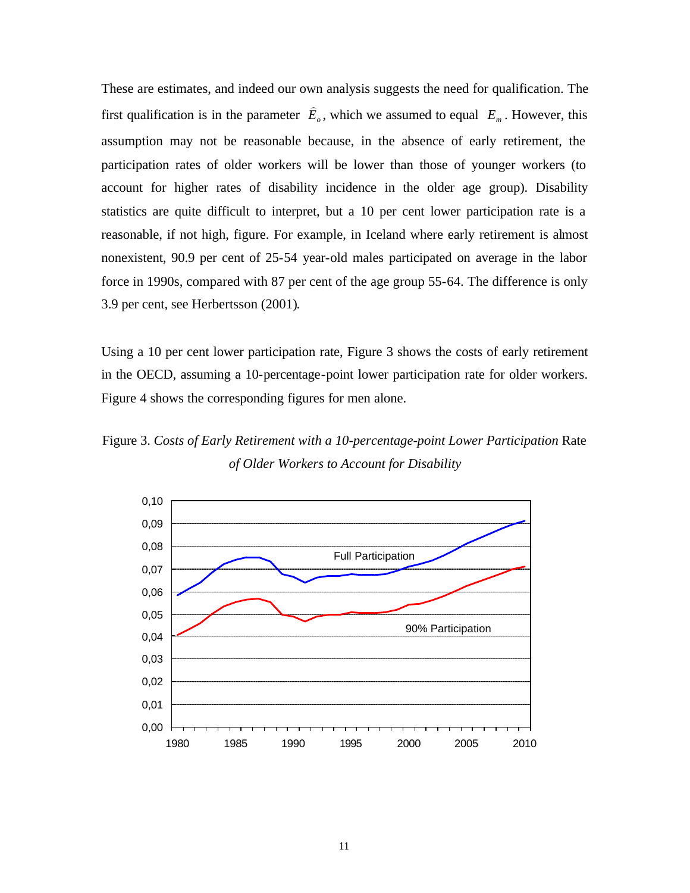These are estimates, and indeed our own analysis suggests the need for qualification. The first qualification is in the parameter $\hat{E}_o$, which we assumed to equal $E_m$. However, this assumption may not be reasonable because, in the absence of early retirement, the participation rates of older workers will be lower than those of younger workers (to account for higher rates of disability incidence in the older age group). Disability statistics are quite difficult to interpret, but a 10 per cent lower participation rate is a reasonable, if not high, figure. For example, in Iceland where early retirement is almost nonexistent, 90.9 per cent of 25-54 year-old males participated on average in the labor force in 1990s, compared with 87 per cent of the age group 55-64. The difference is only 3.9 per cent, see Herbertsson (2001).

Using a 10 per cent lower participation rate, Figure 3 shows the costs of early retirement in the OECD, assuming a 10-percentage-point lower participation rate for older workers. Figure 4 shows the corresponding figures for men alone.

Figure 3. *Costs of Early Retirement with a 10-percentage-point Lower Participation* Rate *of Older Workers to Account for Disability*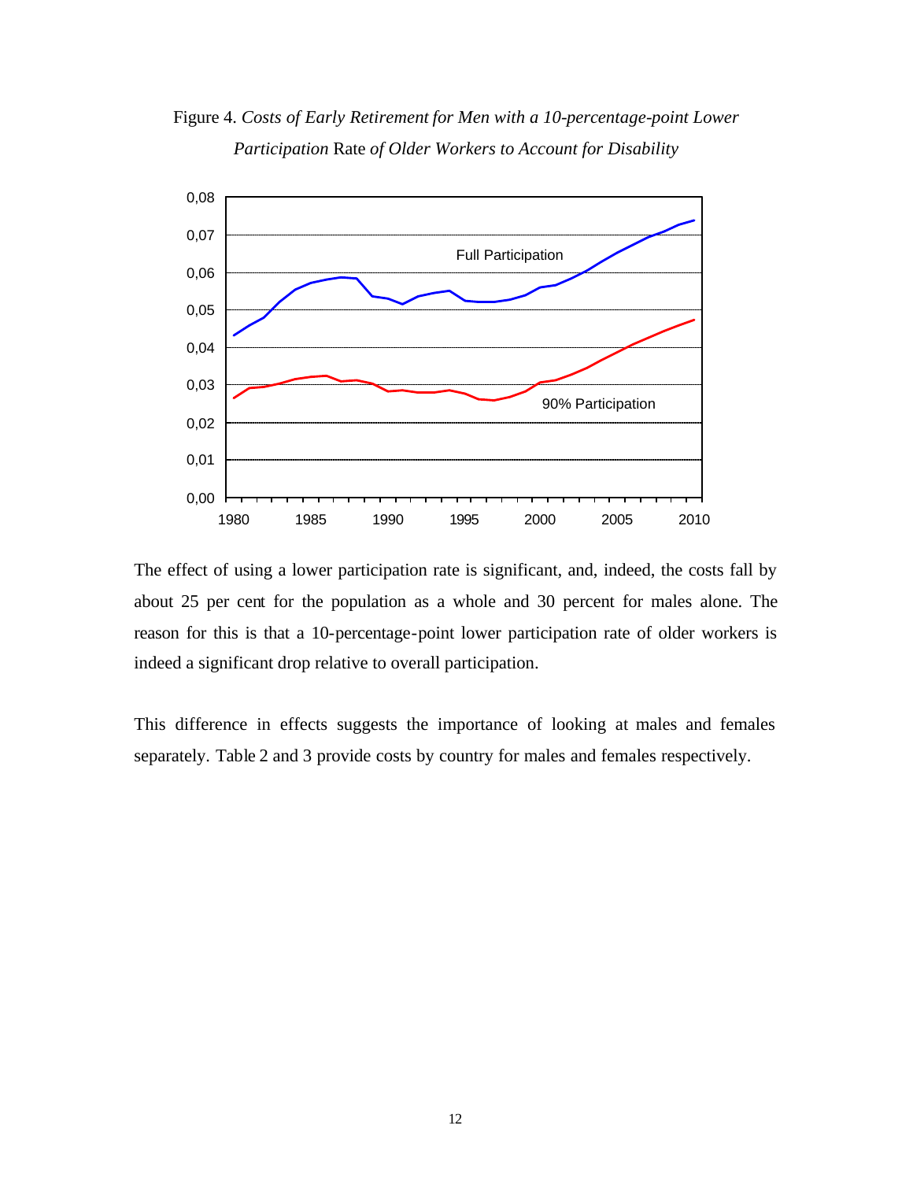Figure 4. *Costs of Early Retirement for Men with a 10-percentage-point Lower Participation* Rate *of Older Workers to Account for Disability*

The effect of using a lower participation rate is significant, and, indeed, the costs fall by about 25 per cent for the population as a whole and 30 percent for males alone. The reason for this is that a 10-percentage-point lower participation rate of older workers is indeed a significant drop relative to overall participation.

This difference in effects suggests the importance of looking at males and females separately. Table 2 and 3 provide costs by country for males and females respectively.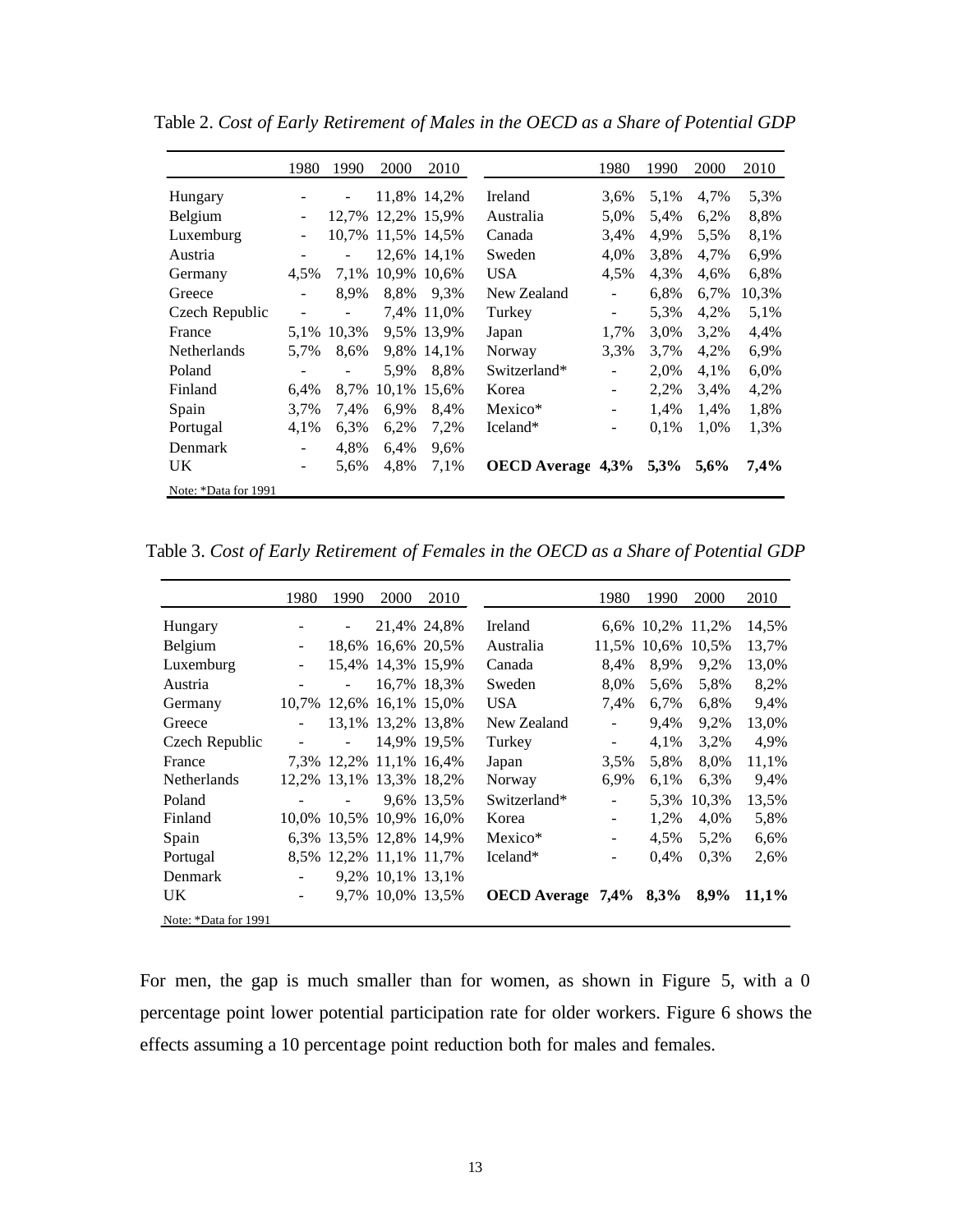Table 2. *Cost of Early Retirement of Males in the OECD as a Share of Potential GDP*

| | 1980 | 1990 | 2000 | 2010 | | 1980 | 1990 | 2000 | 2010 |
|---|---|---|---|---|---|---|---|---|---|
| Hungary | - | - | 11,8% | 14,2% | Ireland | 3,6% | 5,1% | 4,7% | 5,3% |
| Belgium | - | 12,7% | 12,2% | 15,9% | Australia | 5,0% | 5,4% | 6,2% | 8,8% |
| Luxemburg | - | 10,7% | 11,5% | 14,5% | Canada | 3,4% | 4,9% | 5,5% | 8,1% |
| Austria | - | - | 12,6% | 14,1% | Sweden | 4,0% | 3,8% | 4,7% | 6,9% |
| Germany | 4,5% | 7,1% | 10,9% | 10,6% | USA | 4,5% | 4,3% | 4,6% | 6,8% |
| Greece | - | 8,9% | 8,8% | 9,3% | New Zealand | - | 6,8% | 6,7% | 10,3% |
| Czech Republic | - | - | 7,4% | 11,0% | Turkey | - | 5,3% | 4,2% | 5,1% |
| France | 5,1% | 10,3% | 9,5% | 13,9% | Japan | 1,7% | 3,0% | 3,2% | 4,4% |
| Netherlands | 5,7% | 8,6% | 9,8% | 14,1% | Norway | 3,3% | 3,7% | 4,2% | 6,9% |
| Poland | - | - | 5,9% | 8,8% | Switzerland* | - | 2,0% | 4,1% | 6,0% |
| Finland | 6,4% | 8,7% | 10,1% | 15,6% | Korea | - | 2,2% | 3,4% | 4,2% |
| Spain | 3,7% | 7,4% | 6,9% | 8,4% | Mexico* | - | 1,4% | 1,4% | 1,8% |
| Portugal | 4,1% | 6,3% | 6,2% | 7,2% | Iceland* | - | 0,1% | 1,0% | 1,3% |
| Denmark | - | 4,8% | 6,4% | 9,6% | | | | | |
| UK | - | 5,6% | 4,8% | 7,1% | **OECD Average** | **4,3%** | **5,3%** | **5,6%** | **7,4%** |

Note: *Data for 1991

Table 3. *Cost of Early Retirement of Females in the OECD as a Share of Potential GDP*

| | 1980 | 1990 | 2000 | 2010 | | 1980 | 1990 | 2000 | 2010 |
|---|---|---|---|---|---|---|---|---|---|
| Hungary | - | - | 21,4% | 24,8% | Ireland | 6,6% | 10,2% | 11,2% | 14,5% |
| Belgium | - | 18,6% | 16,6% | 20,5% | Australia | 11,5% | 10,6% | 10,5% | 13,7% |
| Luxemburg | - | 15,4% | 14,3% | 15,9% | Canada | 8,4% | 8,9% | 9,2% | 13,0% |
| Austria | - | - | 16,7% | 18,3% | Sweden | 8,0% | 5,6% | 5,8% | 8,2% |
| Germany | 10,7% | 12,6% | 16,1% | 15,0% | USA | 7,4% | 6,7% | 6,8% | 9,4% |
| Greece | - | 13,1% | 13,2% | 13,8% | New Zealand | - | 9,4% | 9,2% | 13,0% |
| Czech Republic | - | - | 14,9% | 19,5% | Turkey | - | 4,1% | 3,2% | 4,9% |
| France | 7,3% | 12,2% | 11,1% | 16,4% | Japan | 3,5% | 5,8% | 8,0% | 11,1% |
| Netherlands | 12,2% | 13,1% | 13,3% | 18,2% | Norway | 6,9% | 6,1% | 6,3% | 9,4% |
| Poland | - | - | 9,6% | 13,5% | Switzerland* | - | 5,3% | 10,3% | 13,5% |
| Finland | 10,0% | 10,5% | 10,9% | 16,0% | Korea | - | 1,2% | 4,0% | 5,8% |
| Spain | 6,3% | 13,5% | 12,8% | 14,9% | Mexico* | - | 4,5% | 5,2% | 6,6% |
| Portugal | 8,5% | 12,2% | 11,1% | 11,7% | Iceland* | - | 0,4% | 0,3% | 2,6% |
| Denmark | - | 9,2% | 10,1% | 13,1% | | | | | |
| UK | - | 9,7% | 10,0% | 13,5% | **OECD Average** | **7,4%** | **8,3%** | **8,9%** | **11,1%** |

Note: *Data for 1991

For men, the gap is much smaller than for women, as shown in Figure 5, with a 0 percentage point lower potential participation rate for older workers. Figure 6 shows the effects assuming a 10 percentage point reduction both for males and females.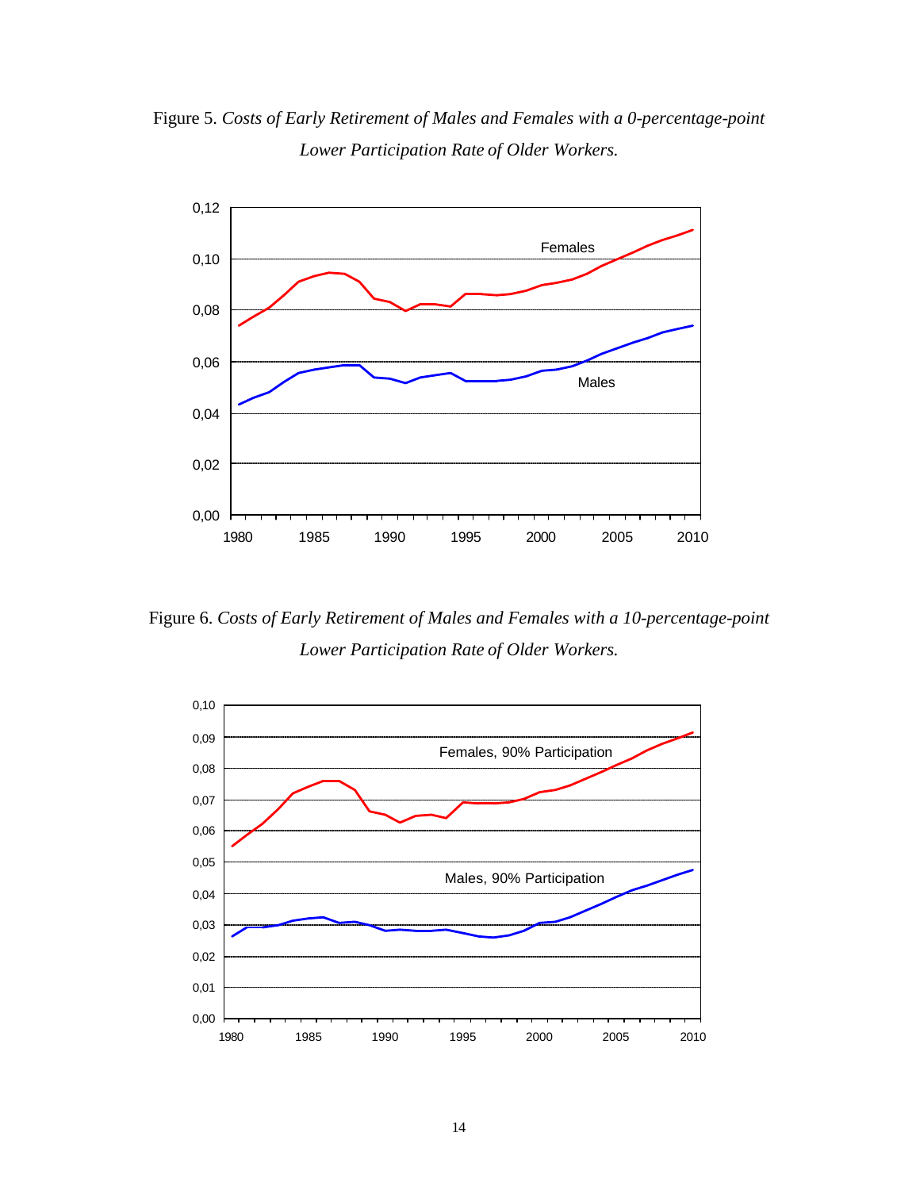Figure 5. *Costs of Early Retirement of Males and Females with a 0-percentage-point Lower Participation Rate of Older Workers.*

Figure 6. *Costs of Early Retirement of Males and Females with a 10-percentage-point Lower Participation Rate of Older Workers.*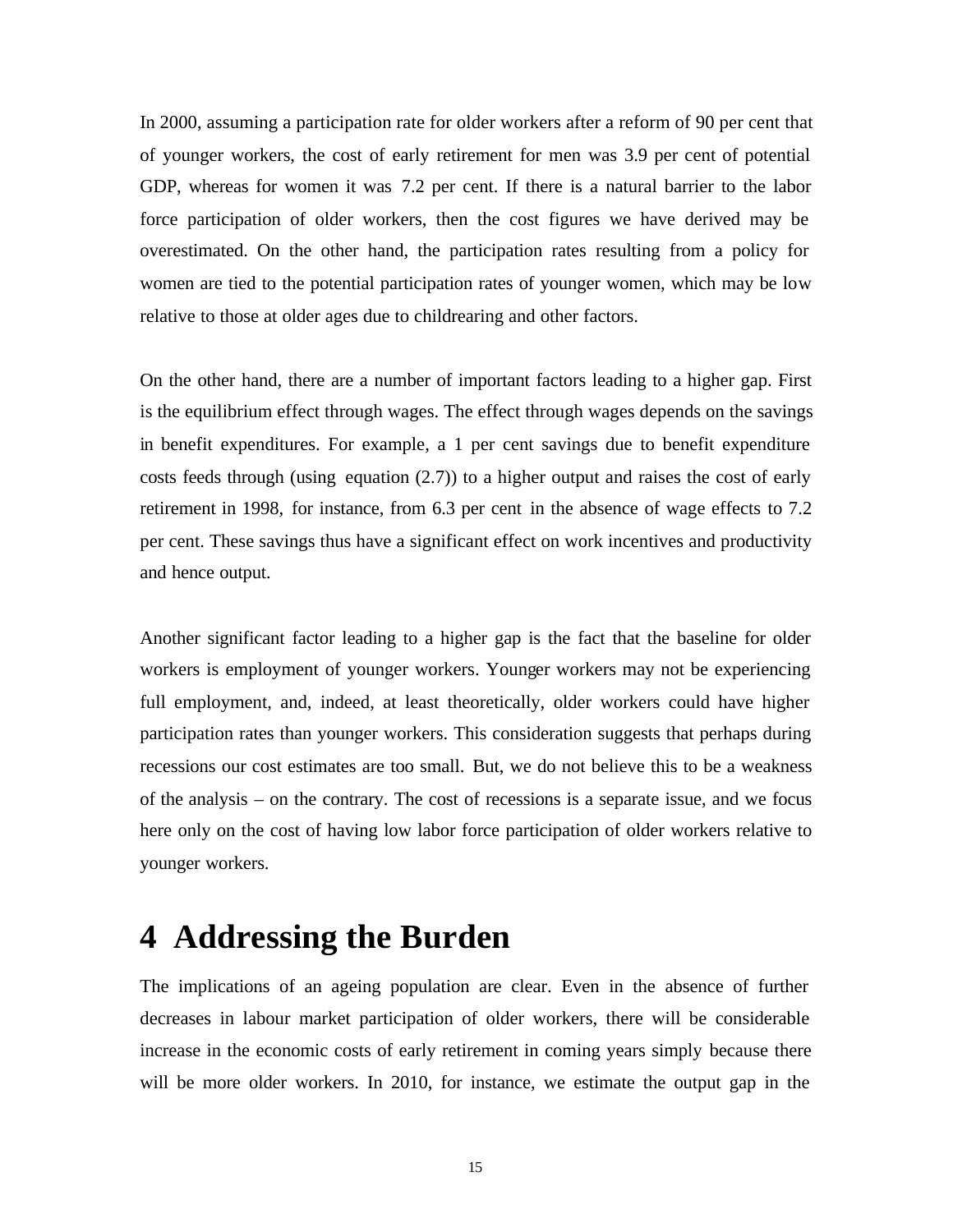In 2000, assuming a participation rate for older workers after a reform of 90 per cent that of younger workers, the cost of early retirement for men was 3.9 per cent of potential GDP, whereas for women it was 7.2 per cent. If there is a natural barrier to the labor force participation of older workers, then the cost figures we have derived may be overestimated. On the other hand, the participation rates resulting from a policy for women are tied to the potential participation rates of younger women, which may be low relative to those at older ages due to childrearing and other factors.

On the other hand, there are a number of important factors leading to a higher gap. First is the equilibrium effect through wages. The effect through wages depends on the savings in benefit expenditures. For example, a 1 per cent savings due to benefit expenditure costs feeds through (using equation (2.7)) to a higher output and raises the cost of early retirement in 1998, for instance, from 6.3 per cent in the absence of wage effects to 7.2 per cent. These savings thus have a significant effect on work incentives and productivity and hence output.

Another significant factor leading to a higher gap is the fact that the baseline for older workers is employment of younger workers. Younger workers may not be experiencing full employment, and, indeed, at least theoretically, older workers could have higher participation rates than younger workers. This consideration suggests that perhaps during recessions our cost estimates are too small. But, we do not believe this to be a weakness of the analysis – on the contrary. The cost of recessions is a separate issue, and we focus here only on the cost of having low labor force participation of older workers relative to younger workers.

# 4 Addressing the Burden

The implications of an ageing population are clear. Even in the absence of further decreases in labour market participation of older workers, there will be considerable increase in the economic costs of early retirement in coming years simply because there will be more older workers. In 2010, for instance, we estimate the output gap in the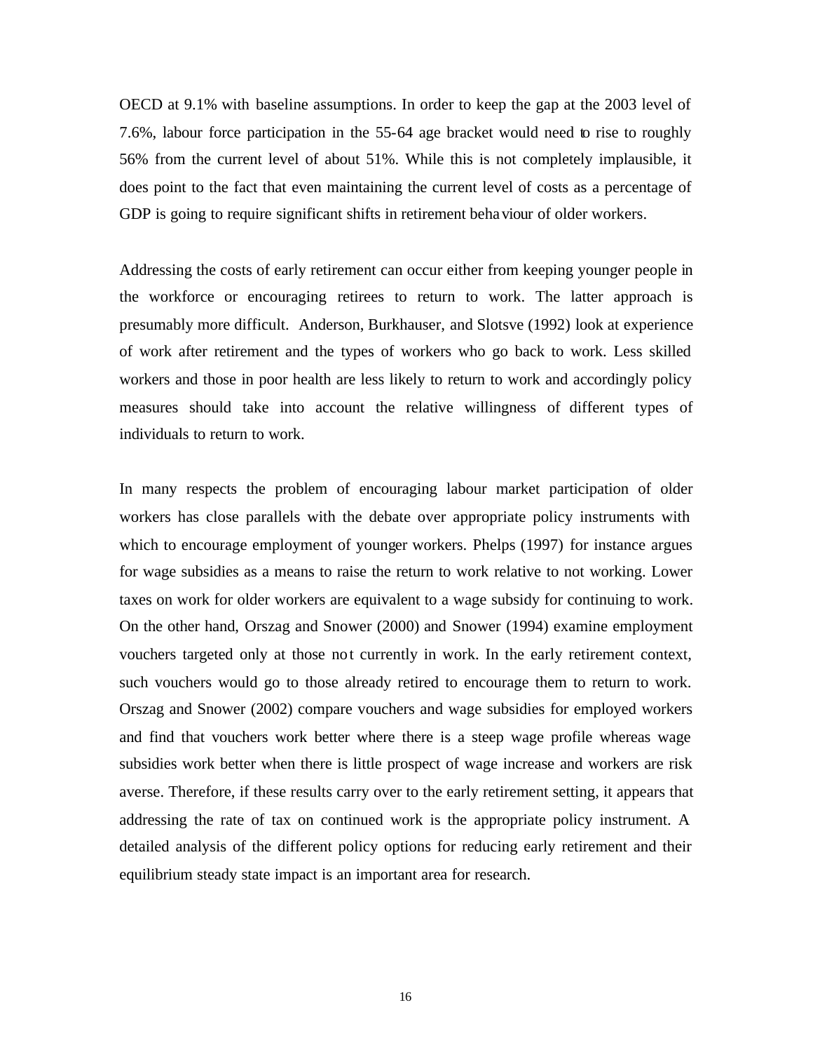OECD at 9.1% with baseline assumptions. In order to keep the gap at the 2003 level of 7.6%, labour force participation in the 55-64 age bracket would need to rise to roughly 56% from the current level of about 51%. While this is not completely implausible, it does point to the fact that even maintaining the current level of costs as a percentage of GDP is going to require significant shifts in retirement behaviour of older workers.

Addressing the costs of early retirement can occur either from keeping younger people in the workforce or encouraging retirees to return to work. The latter approach is presumably more difficult. Anderson, Burkhauser, and Slotsve (1992) look at experience of work after retirement and the types of workers who go back to work. Less skilled workers and those in poor health are less likely to return to work and accordingly policy measures should take into account the relative willingness of different types of individuals to return to work.

In many respects the problem of encouraging labour market participation of older workers has close parallels with the debate over appropriate policy instruments with which to encourage employment of younger workers. Phelps (1997) for instance argues for wage subsidies as a means to raise the return to work relative to not working. Lower taxes on work for older workers are equivalent to a wage subsidy for continuing to work. On the other hand, Orszag and Snower (2000) and Snower (1994) examine employment vouchers targeted only at those not currently in work. In the early retirement context, such vouchers would go to those already retired to encourage them to return to work. Orszag and Snower (2002) compare vouchers and wage subsidies for employed workers and find that vouchers work better where there is a steep wage profile whereas wage subsidies work better when there is little prospect of wage increase and workers are risk averse. Therefore, if these results carry over to the early retirement setting, it appears that addressing the rate of tax on continued work is the appropriate policy instrument. A detailed analysis of the different policy options for reducing early retirement and their equilibrium steady state impact is an important area for research.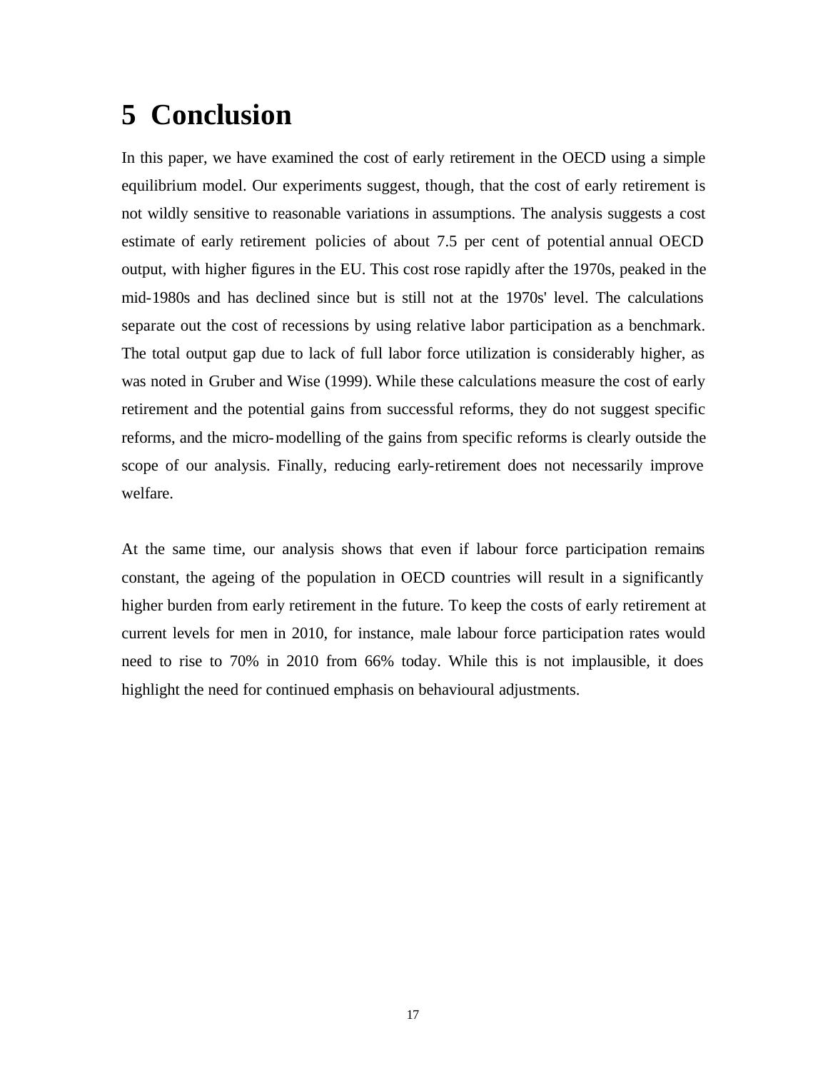# 5 Conclusion

In this paper, we have examined the cost of early retirement in the OECD using a simple equilibrium model. Our experiments suggest, though, that the cost of early retirement is not wildly sensitive to reasonable variations in assumptions. The analysis suggests a cost estimate of early retirement policies of about 7.5 per cent of potential annual OECD output, with higher figures in the EU. This cost rose rapidly after the 1970s, peaked in the mid-1980s and has declined since but is still not at the 1970s' level. The calculations separate out the cost of recessions by using relative labor participation as a benchmark. The total output gap due to lack of full labor force utilization is considerably higher, as was noted in Gruber and Wise (1999). While these calculations measure the cost of early retirement and the potential gains from successful reforms, they do not suggest specific reforms, and the micro-modelling of the gains from specific reforms is clearly outside the scope of our analysis. Finally, reducing early-retirement does not necessarily improve welfare.

At the same time, our analysis shows that even if labour force participation remains constant, the ageing of the population in OECD countries will result in a significantly higher burden from early retirement in the future. To keep the costs of early retirement at current levels for men in 2010, for instance, male labour force participation rates would need to rise to 70% in 2010 from 66% today. While this is not implausible, it does highlight the need for continued emphasis on behavioural adjustments.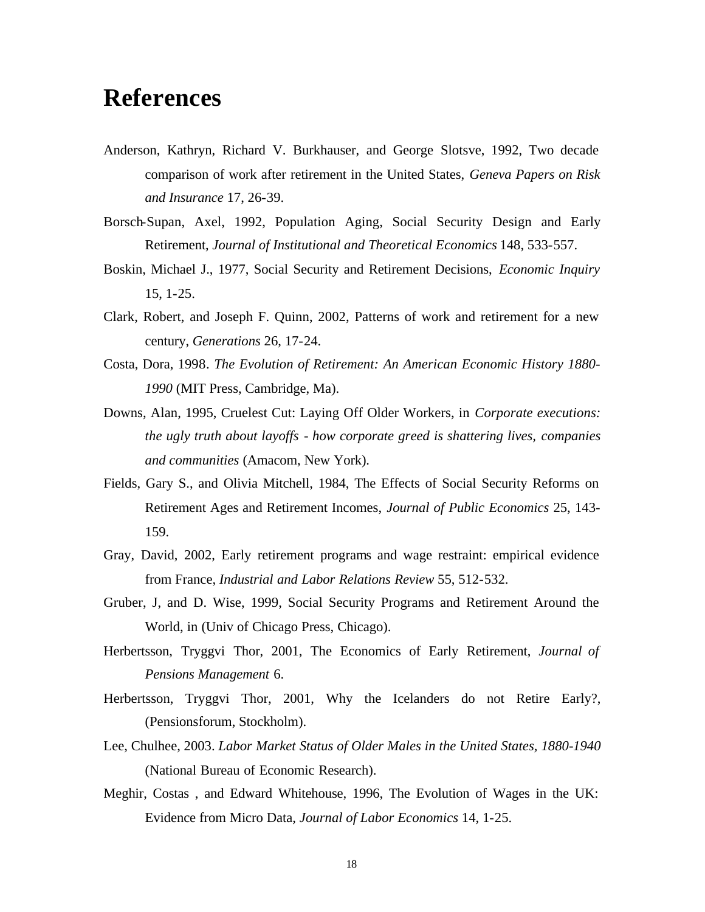# References

Anderson, Kathryn, Richard V. Burkhauser, and George Slotsve, 1992, Two decade comparison of work after retirement in the United States, *Geneva Papers on Risk and Insurance* 17, 26-39.

Borsch-Supan, Axel, 1992, Population Aging, Social Security Design and Early Retirement, *Journal of Institutional and Theoretical Economics* 148, 533-557.

Boskin, Michael J., 1977, Social Security and Retirement Decisions, *Economic Inquiry* 15, 1-25.

Clark, Robert, and Joseph F. Quinn, 2002, Patterns of work and retirement for a new century, *Generations* 26, 17-24.

Costa, Dora, 1998. *The Evolution of Retirement: An American Economic History 1880-1990* (MIT Press, Cambridge, Ma).

Downs, Alan, 1995, Cruelest Cut: Laying Off Older Workers, in *Corporate executions: the ugly truth about layoffs - how corporate greed is shattering lives, companies and communities* (Amacom, New York).

Fields, Gary S., and Olivia Mitchell, 1984, The Effects of Social Security Reforms on Retirement Ages and Retirement Incomes, *Journal of Public Economics* 25, 143-159.

Gray, David, 2002, Early retirement programs and wage restraint: empirical evidence from France, *Industrial and Labor Relations Review* 55, 512-532.

Gruber, J, and D. Wise, 1999, Social Security Programs and Retirement Around the World, in (Univ of Chicago Press, Chicago).

Herbertsson, Tryggvi Thor, 2001, The Economics of Early Retirement, *Journal of Pensions Management* 6.

Herbertsson, Tryggvi Thor, 2001, Why the Icelanders do not Retire Early?, (Pensionsforum, Stockholm).

Lee, Chulhee, 2003. *Labor Market Status of Older Males in the United States, 1880-1940* (National Bureau of Economic Research).

Meghir, Costas , and Edward Whitehouse, 1996, The Evolution of Wages in the UK: Evidence from Micro Data, *Journal of Labor Economics* 14, 1-25.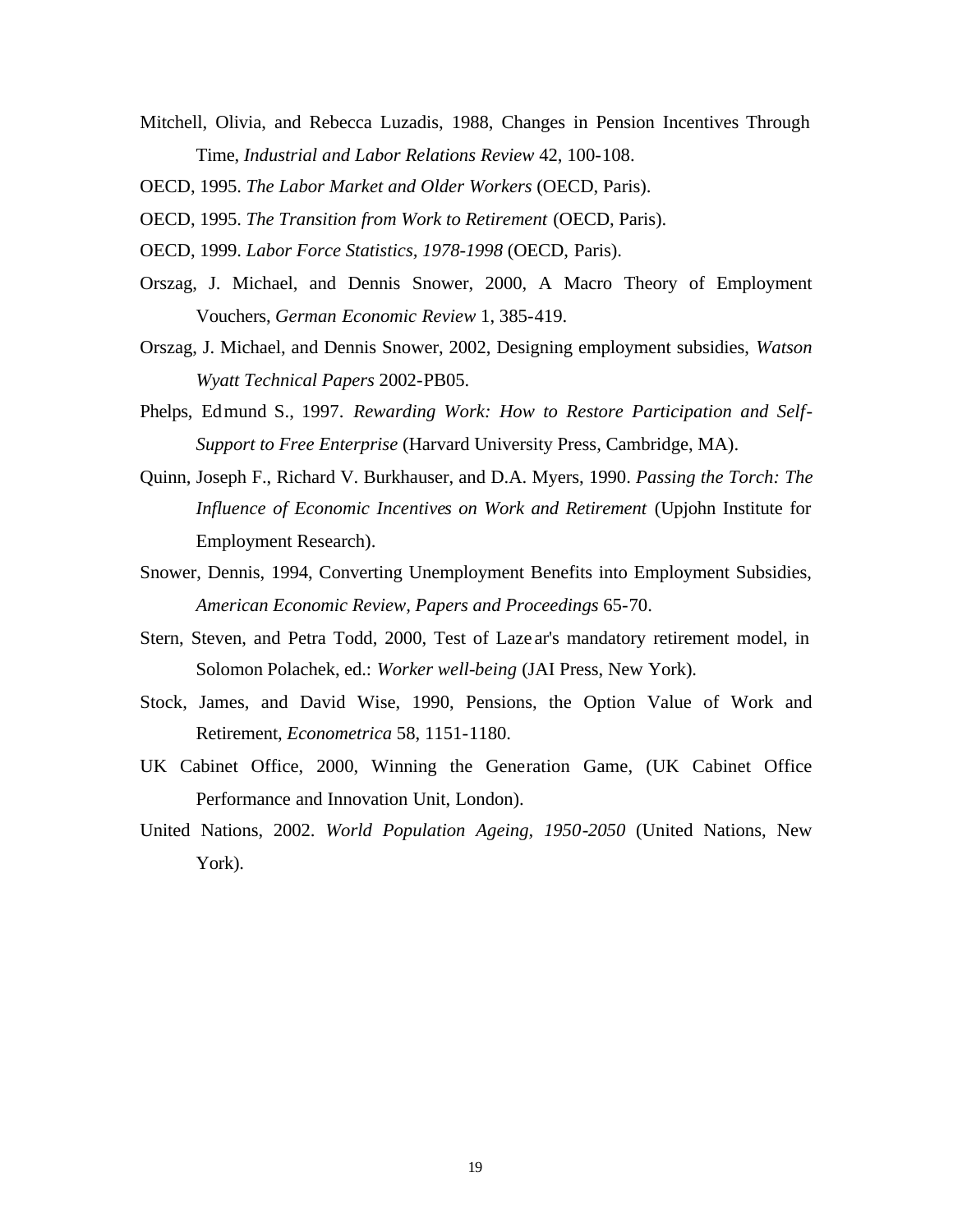Mitchell, Olivia, and Rebecca Luzadis, 1988, Changes in Pension Incentives Through Time, *Industrial and Labor Relations Review* 42, 100-108.

OECD, 1995. *The Labor Market and Older Workers* (OECD, Paris).

OECD, 1995. *The Transition from Work to Retirement* (OECD, Paris).

OECD, 1999. *Labor Force Statistics, 1978-1998* (OECD, Paris).

Orszag, J. Michael, and Dennis Snower, 2000, A Macro Theory of Employment Vouchers, *German Economic Review* 1, 385-419.

Orszag, J. Michael, and Dennis Snower, 2002, Designing employment subsidies, *Watson Wyatt Technical Papers* 2002-PB05.

Phelps, Edmund S., 1997. *Rewarding Work: How to Restore Participation and Self-Support to Free Enterprise* (Harvard University Press, Cambridge, MA).

Quinn, Joseph F., Richard V. Burkhauser, and D.A. Myers, 1990. *Passing the Torch: The Influence of Economic Incentives on Work and Retirement* (Upjohn Institute for Employment Research).

Snower, Dennis, 1994, Converting Unemployment Benefits into Employment Subsidies, *American Economic Review, Papers and Proceedings* 65-70.

Stern, Steven, and Petra Todd, 2000, Test of Lazear's mandatory retirement model, in Solomon Polachek, ed.: *Worker well-being* (JAI Press, New York).

Stock, James, and David Wise, 1990, Pensions, the Option Value of Work and Retirement, *Econometrica* 58, 1151-1180.

UK Cabinet Office, 2000, Winning the Generation Game, (UK Cabinet Office Performance and Innovation Unit, London).

United Nations, 2002. *World Population Ageing, 1950-2050* (United Nations, New York).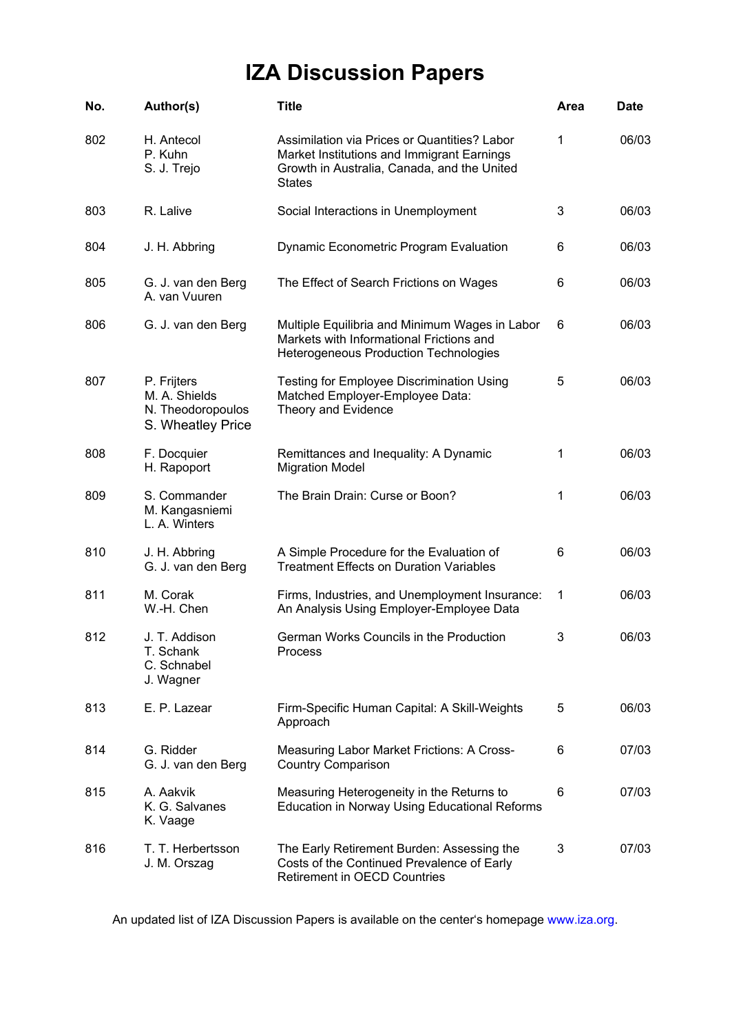# IZA Discussion Papers

| No. | Author(s) | Title | Area | Date |
|---|---|---|---|---|
| 802 | H. Antecol<br>P. Kuhn<br>S. J. Trejo | Assimilation via Prices or Quantities? Labor Market Institutions and Immigrant Earnings Growth in Australia, Canada, and the United States | 1 | 06/03 |
| 803 | R. Lalive | Social Interactions in Unemployment | 3 | 06/03 |
| 804 | J. H. Abbring | Dynamic Econometric Program Evaluation | 6 | 06/03 |
| 805 | G. J. van den Berg<br>A. van Vuuren | The Effect of Search Frictions on Wages | 6 | 06/03 |
| 806 | G. J. van den Berg | Multiple Equilibria and Minimum Wages in Labor Markets with Informational Frictions and Heterogeneous Production Technologies | 6 | 06/03 |
| 807 | P. Frijters<br>M. A. Shields<br>N. Theodoropoulos<br>S. Wheatley Price | Testing for Employee Discrimination Using Matched Employer-Employee Data: Theory and Evidence | 5 | 06/03 |
| 808 | F. Docquier<br>H. Rapoport | Remittances and Inequality: A Dynamic Migration Model | 1 | 06/03 |
| 809 | S. Commander<br>M. Kangasniemi<br>L. A. Winters | The Brain Drain: Curse or Boon? | 1 | 06/03 |
| 810 | J. H. Abbring<br>G. J. van den Berg | A Simple Procedure for the Evaluation of Treatment Effects on Duration Variables | 6 | 06/03 |
| 811 | M. Corak<br>W.-H. Chen | Firms, Industries, and Unemployment Insurance: An Analysis Using Employer-Employee Data | 1 | 06/03 |
| 812 | J. T. Addison<br>T. Schank<br>C. Schnabel<br>J. Wagner | German Works Councils in the Production Process | 3 | 06/03 |
| 813 | E. P. Lazear | Firm-Specific Human Capital: A Skill-Weights Approach | 5 | 06/03 |
| 814 | G. Ridder<br>G. J. van den Berg | Measuring Labor Market Frictions: A Cross-Country Comparison | 6 | 07/03 |
| 815 | A. Aakvik<br>K. G. Salvanes<br>K. Vaage | Measuring Heterogeneity in the Returns to Education in Norway Using Educational Reforms | 6 | 07/03 |
| 816 | T. T. Herbertsson<br>J. M. Orszag | The Early Retirement Burden: Assessing the Costs of the Continued Prevalence of Early Retirement in OECD Countries | 3 | 07/03 |

An updated list of IZA Discussion Papers is available on the center's homepage www.iza.org.